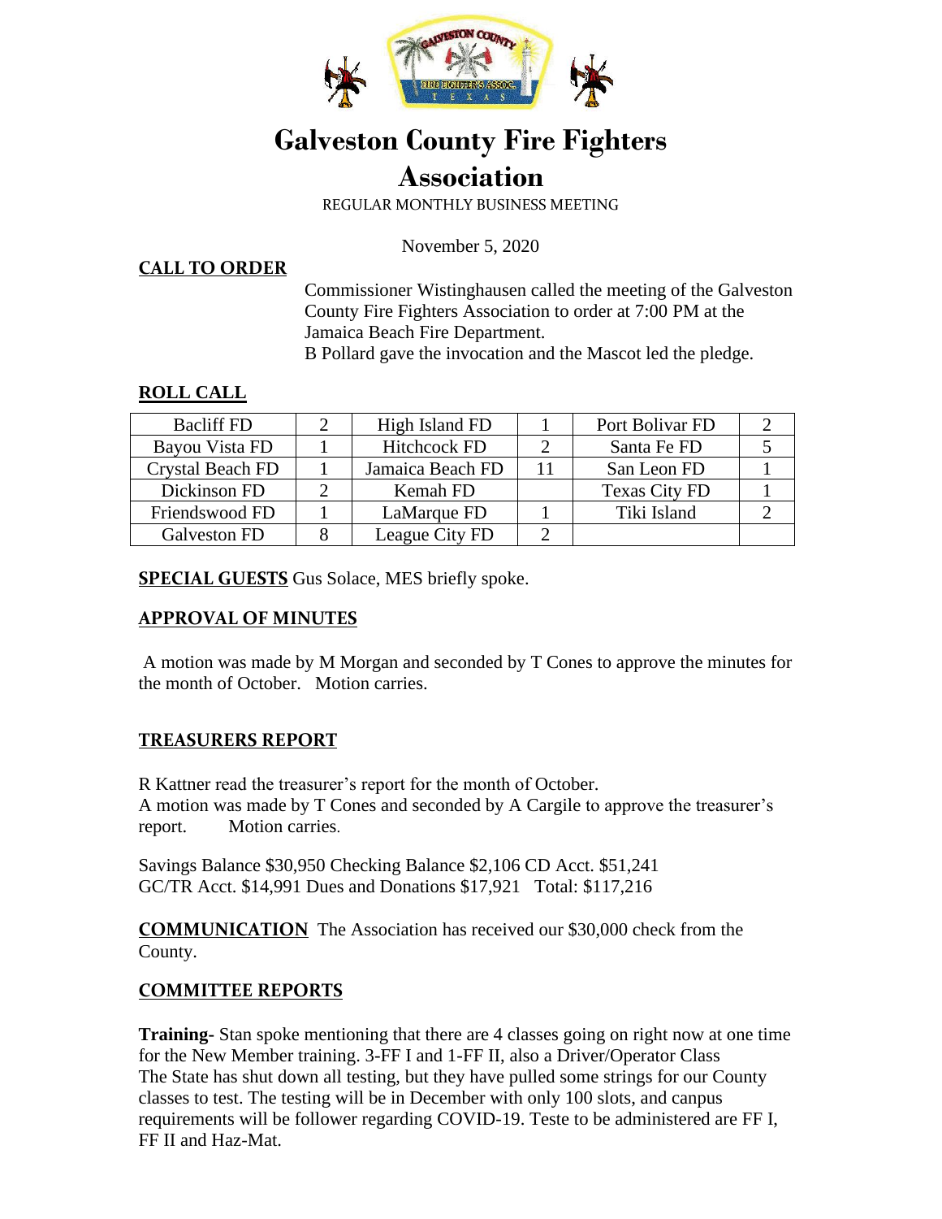# Galveston County Fire Fighters Association

REGULAR MONTHLY BUSINESS MEETING

November 5, 2020

**CALL TO ORDER**

Commissioner Wistinghausen called the meeting of the Galveston County Fire Fighters Association to order at 7:00 PM at the Jamaica Beach Fire Department.
B Pollard gave the invocation and the Mascot led the pledge.

**ROLL CALL**

| | | | | | |
|---|---|---|---|---|---|
| Bacliff FD | 2 | High Island FD | 1 | Port Bolivar FD | 2 |
| Bayou Vista FD | 1 | Hitchcock FD | 2 | Santa Fe FD | 5 |
| Crystal Beach FD | 1 | Jamaica Beach FD | 11 | San Leon FD | 1 |
| Dickinson FD | 2 | Kemah FD | | Texas City FD | 1 |
| Friendswood FD | 1 | LaMarque FD | 1 | Tiki Island | 2 |
| Galveston FD | 8 | League City FD | 2 | | |

**SPECIAL GUESTS** Gus Solace, MES briefly spoke.

**APPROVAL OF MINUTES**

A motion was made by M Morgan and seconded by T Cones to approve the minutes for the month of October. Motion carries.

**TREASURERS REPORT**

R Kattner read the treasurer's report for the month of October.
A motion was made by T Cones and seconded by A Cargile to approve the treasurer's report. Motion carries.

Savings Balance $30,950 Checking Balance $2,106 CD Acct. $51,241
GC/TR Acct. $14,991 Dues and Donations $17,921 Total: $117,216

**COMMUNICATION** The Association has received our $30,000 check from the County.

**COMMITTEE REPORTS**

**Training-** Stan spoke mentioning that there are 4 classes going on right now at one time for the New Member training. 3-FF I and 1-FF II, also a Driver/Operator Class
The State has shut down all testing, but they have pulled some strings for our County classes to test. The testing will be in December with only 100 slots, and canpus requirements will be follower regarding COVID-19. Teste to be administered are FF I, FF II and Haz-Mat.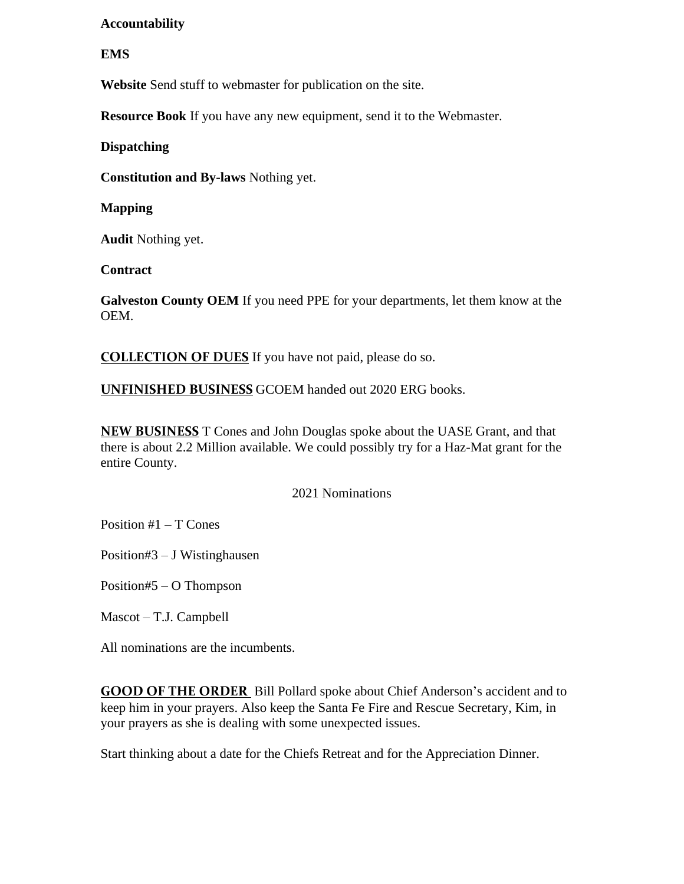**Accountability**

**EMS**

**Website** Send stuff to webmaster for publication on the site.

**Resource Book** If you have any new equipment, send it to the Webmaster.

**Dispatching**

**Constitution and By-laws** Nothing yet.

**Mapping**

**Audit** Nothing yet.

**Contract**

**Galveston County OEM** If you need PPE for your departments, let them know at the OEM.

**COLLECTION OF DUES** If you have not paid, please do so.

**UNFINISHED BUSINESS** GCOEM handed out 2020 ERG books.

**NEW BUSINESS** T Cones and John Douglas spoke about the UASE Grant, and that there is about 2.2 Million available. We could possibly try for a Haz-Mat grant for the entire County.

2021 Nominations

Position #1 – T Cones

Position#3 – J Wistinghausen

Position#5 – O Thompson

Mascot – T.J. Campbell

All nominations are the incumbents.

**GOOD OF THE ORDER** Bill Pollard spoke about Chief Anderson's accident and to keep him in your prayers. Also keep the Santa Fe Fire and Rescue Secretary, Kim, in your prayers as she is dealing with some unexpected issues.

Start thinking about a date for the Chiefs Retreat and for the Appreciation Dinner.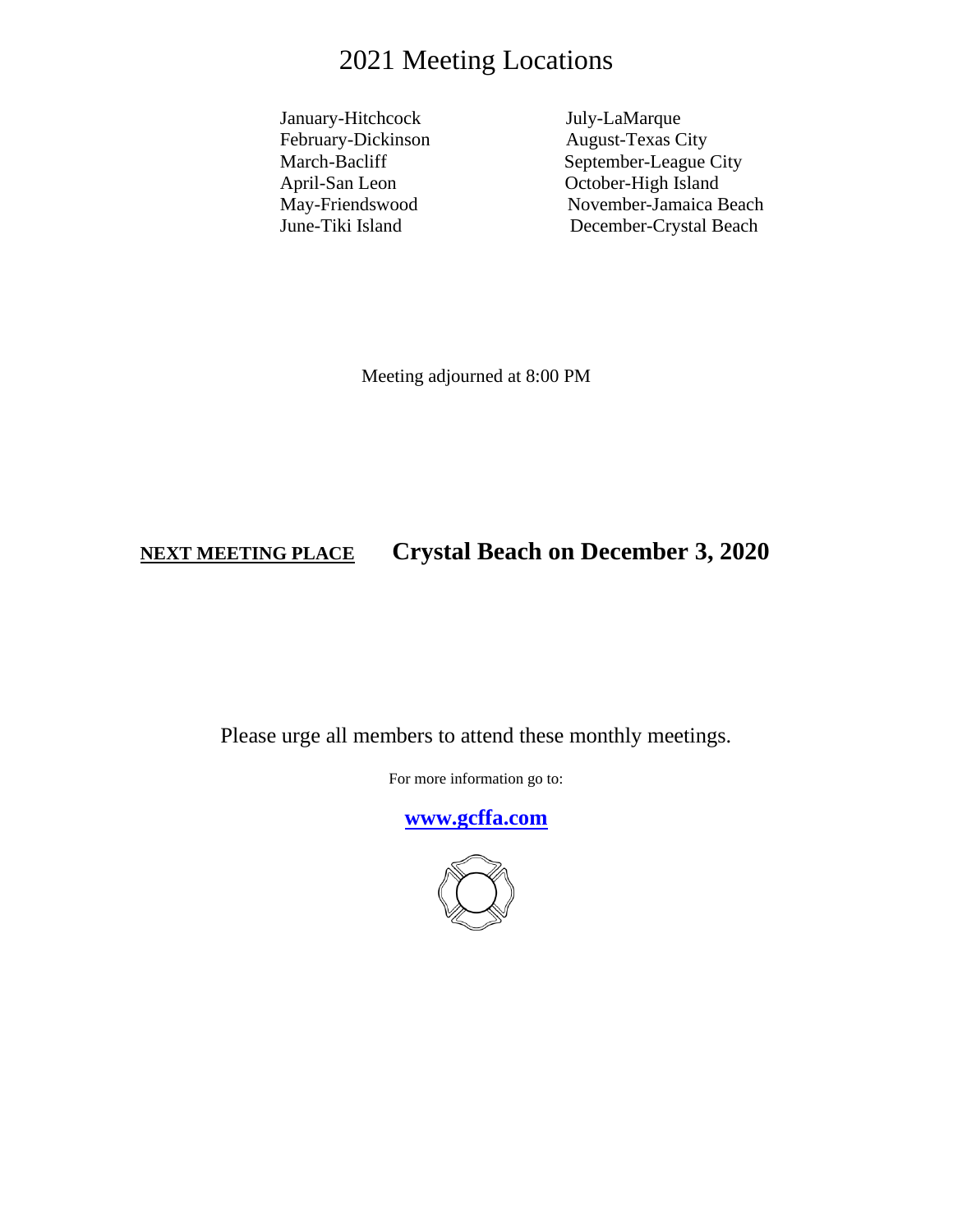# 2021 Meeting Locations

| | |
|---|---|
| January-Hitchcock | July-LaMarque |
| February-Dickinson | August-Texas City |
| March-Bacliff | September-League City |
| April-San Leon | October-High Island |
| May-Friendswood | November-Jamaica Beach |
| June-Tiki Island | December-Crystal Beach |

Meeting adjourned at 8:00 PM

**NEXT MEETING PLACE** **Crystal Beach on December 3, 2020**

Please urge all members to attend these monthly meetings.

For more information go to:

**www.gcffa.com**